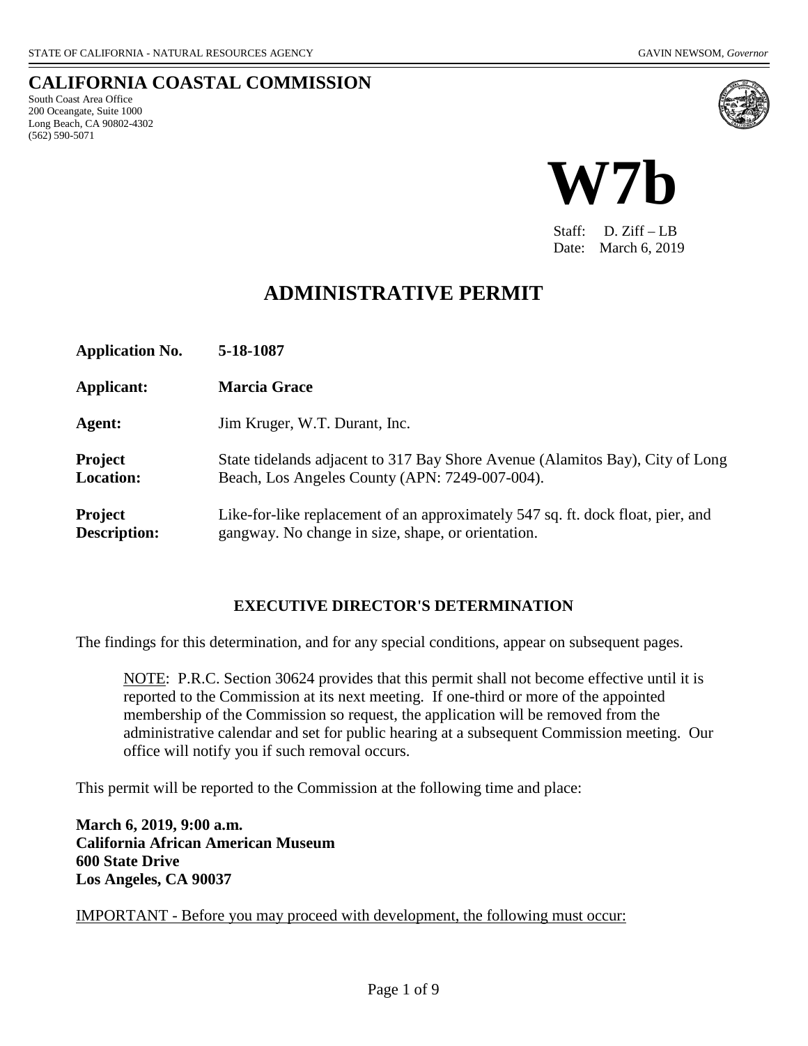STATE OF CALIFORNIA - NATURAL RESOURCES AGENCY GAVIN NEWSOM, *Governor*

# CALIFORNIA COASTAL COMMISSION

South Coast Area Office
200 Oceangate, Suite 1000
Long Beach, CA 90802-4302
(562) 590-5071

# W7b

Staff: D. Ziff – LB
Date: March 6, 2019

## ADMINISTRATIVE PERMIT

| | |
|---|---|
| **Application No.** | **5-18-1087** |
| **Applicant:** | **Marcia Grace** |
| **Agent:** | Jim Kruger, W.T. Durant, Inc. |
| **Project Location:** | State tidelands adjacent to 317 Bay Shore Avenue (Alamitos Bay), City of Long Beach, Los Angeles County (APN: 7249-007-004). |
| **Project Description:** | Like-for-like replacement of an approximately 547 sq. ft. dock float, pier, and gangway. No change in size, shape, or orientation. |

### EXECUTIVE DIRECTOR'S DETERMINATION

The findings for this determination, and for any special conditions, appear on subsequent pages.

> NOTE: P.R.C. Section 30624 provides that this permit shall not become effective until it is reported to the Commission at its next meeting. If one-third or more of the appointed membership of the Commission so request, the application will be removed from the administrative calendar and set for public hearing at a subsequent Commission meeting. Our office will notify you if such removal occurs.

This permit will be reported to the Commission at the following time and place:

**March 6, 2019, 9:00 a.m.**
**California African American Museum**
**600 State Drive**
**Los Angeles, CA 90037**

IMPORTANT - Before you may proceed with development, the following must occur: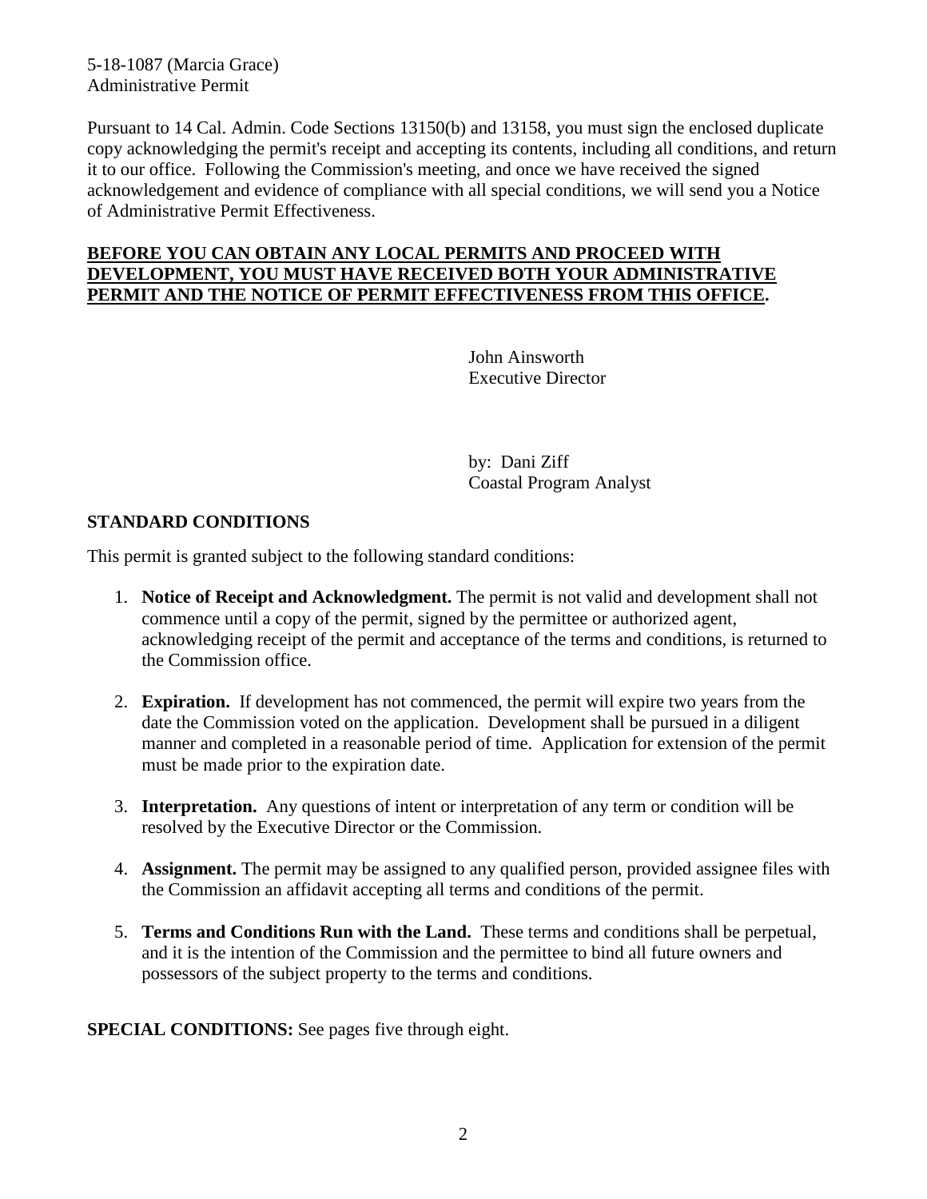5-18-1087 (Marcia Grace)
Administrative Permit

Pursuant to 14 Cal. Admin. Code Sections 13150(b) and 13158, you must sign the enclosed duplicate copy acknowledging the permit's receipt and accepting its contents, including all conditions, and return it to our office. Following the Commission's meeting, and once we have received the signed acknowledgement and evidence of compliance with all special conditions, we will send you a Notice of Administrative Permit Effectiveness.

**BEFORE YOU CAN OBTAIN ANY LOCAL PERMITS AND PROCEED WITH DEVELOPMENT, YOU MUST HAVE RECEIVED BOTH YOUR ADMINISTRATIVE PERMIT AND THE NOTICE OF PERMIT EFFECTIVENESS FROM THIS OFFICE.**

John Ainsworth
Executive Director

by: Dani Ziff
Coastal Program Analyst

## STANDARD CONDITIONS

This permit is granted subject to the following standard conditions:

1. **Notice of Receipt and Acknowledgment.** The permit is not valid and development shall not commence until a copy of the permit, signed by the permittee or authorized agent, acknowledging receipt of the permit and acceptance of the terms and conditions, is returned to the Commission office.

2. **Expiration.** If development has not commenced, the permit will expire two years from the date the Commission voted on the application. Development shall be pursued in a diligent manner and completed in a reasonable period of time. Application for extension of the permit must be made prior to the expiration date.

3. **Interpretation.** Any questions of intent or interpretation of any term or condition will be resolved by the Executive Director or the Commission.

4. **Assignment.** The permit may be assigned to any qualified person, provided assignee files with the Commission an affidavit accepting all terms and conditions of the permit.

5. **Terms and Conditions Run with the Land.** These terms and conditions shall be perpetual, and it is the intention of the Commission and the permittee to bind all future owners and possessors of the subject property to the terms and conditions.

**SPECIAL CONDITIONS:** See pages five through eight.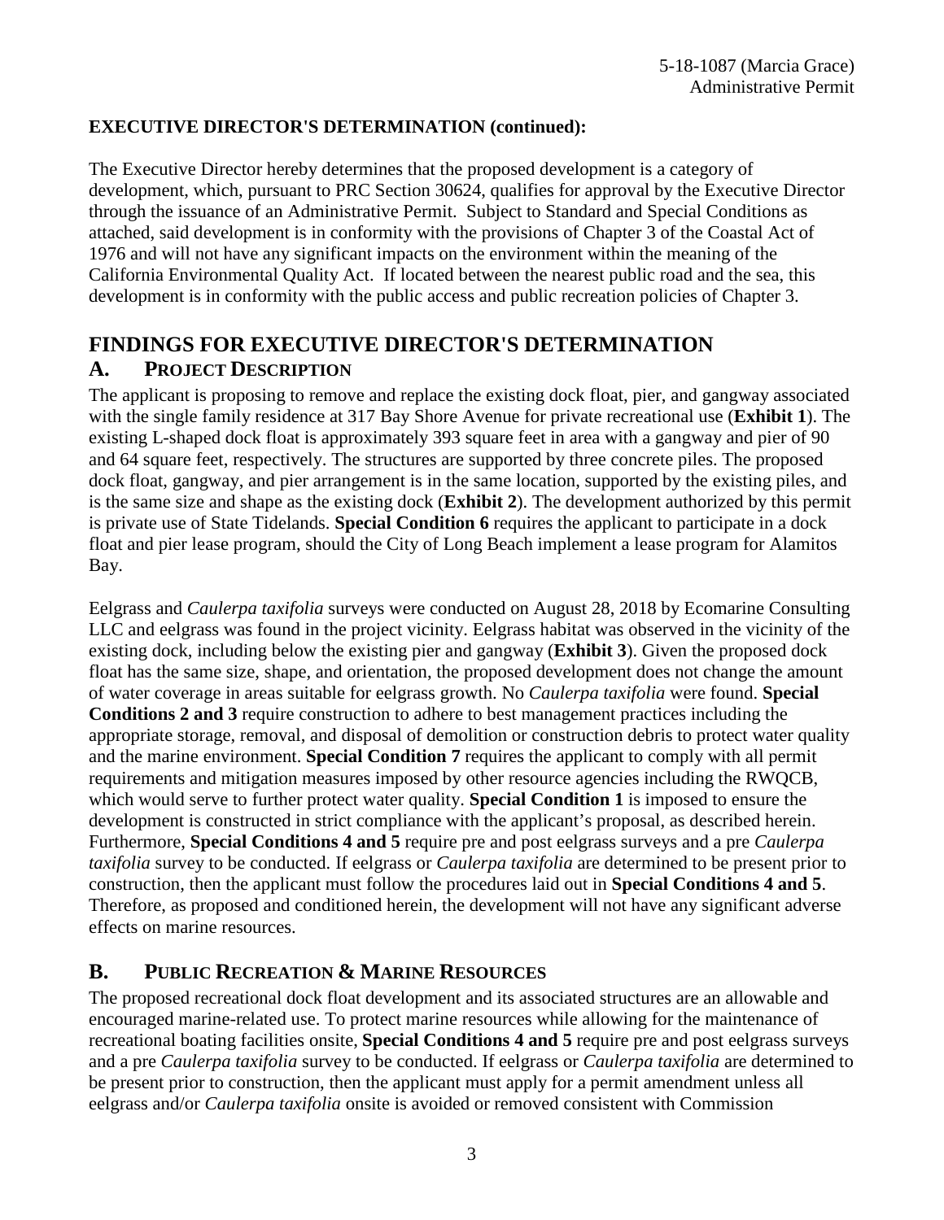**EXECUTIVE DIRECTOR'S DETERMINATION (continued):**

The Executive Director hereby determines that the proposed development is a category of development, which, pursuant to PRC Section 30624, qualifies for approval by the Executive Director through the issuance of an Administrative Permit. Subject to Standard and Special Conditions as attached, said development is in conformity with the provisions of Chapter 3 of the Coastal Act of 1976 and will not have any significant impacts on the environment within the meaning of the California Environmental Quality Act. If located between the nearest public road and the sea, this development is in conformity with the public access and public recreation policies of Chapter 3.

# FINDINGS FOR EXECUTIVE DIRECTOR'S DETERMINATION

## A. PROJECT DESCRIPTION

The applicant is proposing to remove and replace the existing dock float, pier, and gangway associated with the single family residence at 317 Bay Shore Avenue for private recreational use (**Exhibit 1**). The existing L-shaped dock float is approximately 393 square feet in area with a gangway and pier of 90 and 64 square feet, respectively. The structures are supported by three concrete piles. The proposed dock float, gangway, and pier arrangement is in the same location, supported by the existing piles, and is the same size and shape as the existing dock (**Exhibit 2**). The development authorized by this permit is private use of State Tidelands. **Special Condition 6** requires the applicant to participate in a dock float and pier lease program, should the City of Long Beach implement a lease program for Alamitos Bay.

Eelgrass and *Caulerpa taxifolia* surveys were conducted on August 28, 2018 by Ecomarine Consulting LLC and eelgrass was found in the project vicinity. Eelgrass habitat was observed in the vicinity of the existing dock, including below the existing pier and gangway (**Exhibit 3**). Given the proposed dock float has the same size, shape, and orientation, the proposed development does not change the amount of water coverage in areas suitable for eelgrass growth. No *Caulerpa taxifolia* were found. **Special Conditions 2 and 3** require construction to adhere to best management practices including the appropriate storage, removal, and disposal of demolition or construction debris to protect water quality and the marine environment. **Special Condition 7** requires the applicant to comply with all permit requirements and mitigation measures imposed by other resource agencies including the RWQCB, which would serve to further protect water quality. **Special Condition 1** is imposed to ensure the development is constructed in strict compliance with the applicant's proposal, as described herein. Furthermore, **Special Conditions 4 and 5** require pre and post eelgrass surveys and a pre *Caulerpa taxifolia* survey to be conducted. If eelgrass or *Caulerpa taxifolia* are determined to be present prior to construction, then the applicant must follow the procedures laid out in **Special Conditions 4 and 5**. Therefore, as proposed and conditioned herein, the development will not have any significant adverse effects on marine resources.

## B. PUBLIC RECREATION & MARINE RESOURCES

The proposed recreational dock float development and its associated structures are an allowable and encouraged marine-related use. To protect marine resources while allowing for the maintenance of recreational boating facilities onsite, **Special Conditions 4 and 5** require pre and post eelgrass surveys and a pre *Caulerpa taxifolia* survey to be conducted. If eelgrass or *Caulerpa taxifolia* are determined to be present prior to construction, then the applicant must apply for a permit amendment unless all eelgrass and/or *Caulerpa taxifolia* onsite is avoided or removed consistent with Commission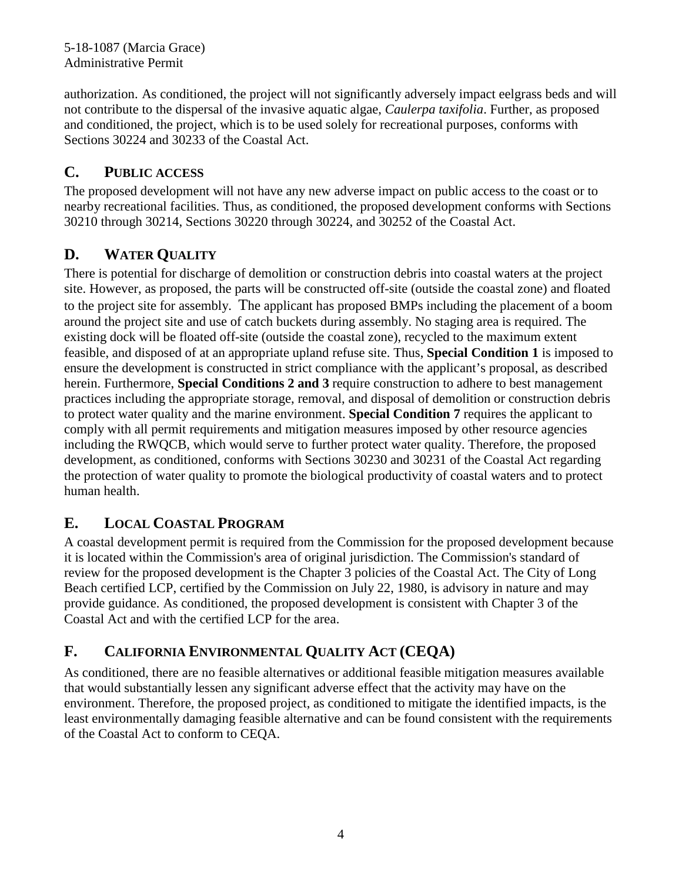authorization. As conditioned, the project will not significantly adversely impact eelgrass beds and will not contribute to the dispersal of the invasive aquatic algae, *Caulerpa taxifolia*. Further, as proposed and conditioned, the project, which is to be used solely for recreational purposes, conforms with Sections 30224 and 30233 of the Coastal Act.

## C. PUBLIC ACCESS

The proposed development will not have any new adverse impact on public access to the coast or to nearby recreational facilities. Thus, as conditioned, the proposed development conforms with Sections 30210 through 30214, Sections 30220 through 30224, and 30252 of the Coastal Act.

## D. WATER QUALITY

There is potential for discharge of demolition or construction debris into coastal waters at the project site. However, as proposed, the parts will be constructed off-site (outside the coastal zone) and floated to the project site for assembly. The applicant has proposed BMPs including the placement of a boom around the project site and use of catch buckets during assembly. No staging area is required. The existing dock will be floated off-site (outside the coastal zone), recycled to the maximum extent feasible, and disposed of at an appropriate upland refuse site. Thus, **Special Condition 1** is imposed to ensure the development is constructed in strict compliance with the applicant's proposal, as described herein. Furthermore, **Special Conditions 2 and 3** require construction to adhere to best management practices including the appropriate storage, removal, and disposal of demolition or construction debris to protect water quality and the marine environment. **Special Condition 7** requires the applicant to comply with all permit requirements and mitigation measures imposed by other resource agencies including the RWQCB, which would serve to further protect water quality. Therefore, the proposed development, as conditioned, conforms with Sections 30230 and 30231 of the Coastal Act regarding the protection of water quality to promote the biological productivity of coastal waters and to protect human health.

## E. LOCAL COASTAL PROGRAM

A coastal development permit is required from the Commission for the proposed development because it is located within the Commission's area of original jurisdiction. The Commission's standard of review for the proposed development is the Chapter 3 policies of the Coastal Act. The City of Long Beach certified LCP, certified by the Commission on July 22, 1980, is advisory in nature and may provide guidance. As conditioned, the proposed development is consistent with Chapter 3 of the Coastal Act and with the certified LCP for the area.

## F. CALIFORNIA ENVIRONMENTAL QUALITY ACT (CEQA)

As conditioned, there are no feasible alternatives or additional feasible mitigation measures available that would substantially lessen any significant adverse effect that the activity may have on the environment. Therefore, the proposed project, as conditioned to mitigate the identified impacts, is the least environmentally damaging feasible alternative and can be found consistent with the requirements of the Coastal Act to conform to CEQA.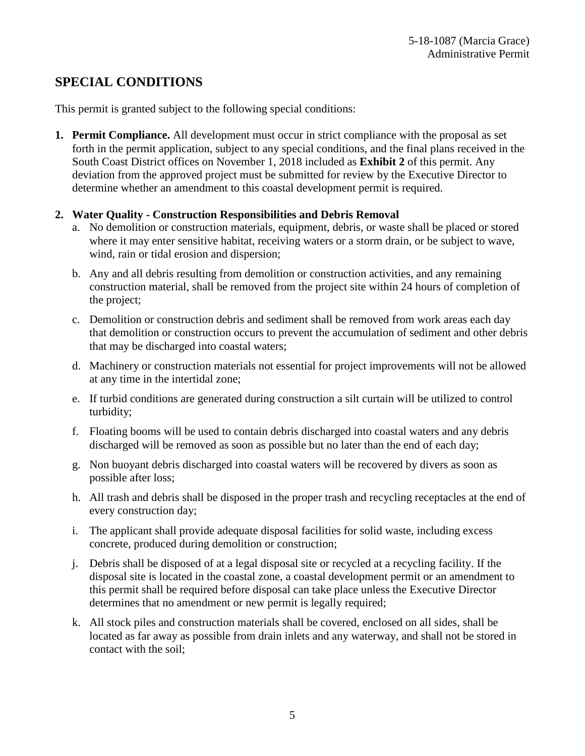## SPECIAL CONDITIONS

This permit is granted subject to the following special conditions:

1. **Permit Compliance.** All development must occur in strict compliance with the proposal as set forth in the permit application, subject to any special conditions, and the final plans received in the South Coast District offices on November 1, 2018 included as **Exhibit 2** of this permit. Any deviation from the approved project must be submitted for review by the Executive Director to determine whether an amendment to this coastal development permit is required.

2. **Water Quality - Construction Responsibilities and Debris Removal**
   a. No demolition or construction materials, equipment, debris, or waste shall be placed or stored where it may enter sensitive habitat, receiving waters or a storm drain, or be subject to wave, wind, rain or tidal erosion and dispersion;

   b. Any and all debris resulting from demolition or construction activities, and any remaining construction material, shall be removed from the project site within 24 hours of completion of the project;

   c. Demolition or construction debris and sediment shall be removed from work areas each day that demolition or construction occurs to prevent the accumulation of sediment and other debris that may be discharged into coastal waters;

   d. Machinery or construction materials not essential for project improvements will not be allowed at any time in the intertidal zone;

   e. If turbid conditions are generated during construction a silt curtain will be utilized to control turbidity;

   f. Floating booms will be used to contain debris discharged into coastal waters and any debris discharged will be removed as soon as possible but no later than the end of each day;

   g. Non buoyant debris discharged into coastal waters will be recovered by divers as soon as possible after loss;

   h. All trash and debris shall be disposed in the proper trash and recycling receptacles at the end of every construction day;

   i. The applicant shall provide adequate disposal facilities for solid waste, including excess concrete, produced during demolition or construction;

   j. Debris shall be disposed of at a legal disposal site or recycled at a recycling facility. If the disposal site is located in the coastal zone, a coastal development permit or an amendment to this permit shall be required before disposal can take place unless the Executive Director determines that no amendment or new permit is legally required;

   k. All stock piles and construction materials shall be covered, enclosed on all sides, shall be located as far away as possible from drain inlets and any waterway, and shall not be stored in contact with the soil;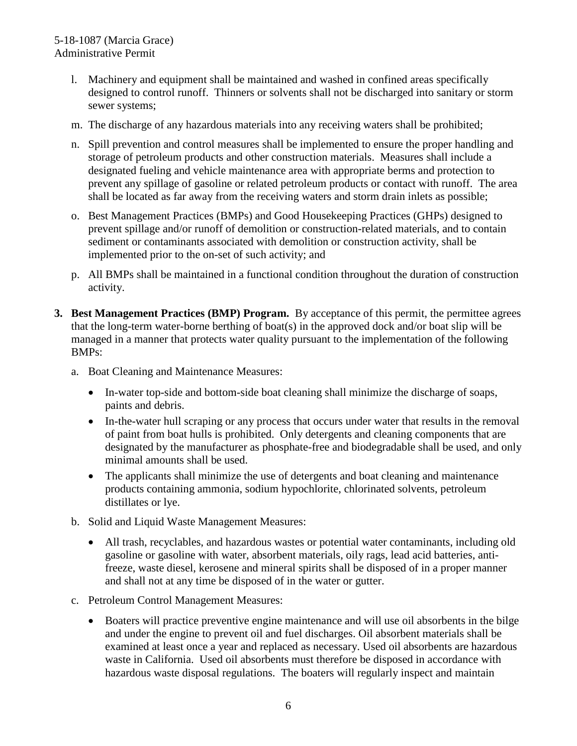l. Machinery and equipment shall be maintained and washed in confined areas specifically designed to control runoff. Thinners or solvents shall not be discharged into sanitary or storm sewer systems;

m. The discharge of any hazardous materials into any receiving waters shall be prohibited;

n. Spill prevention and control measures shall be implemented to ensure the proper handling and storage of petroleum products and other construction materials. Measures shall include a designated fueling and vehicle maintenance area with appropriate berms and protection to prevent any spillage of gasoline or related petroleum products or contact with runoff. The area shall be located as far away from the receiving waters and storm drain inlets as possible;

o. Best Management Practices (BMPs) and Good Housekeeping Practices (GHPs) designed to prevent spillage and/or runoff of demolition or construction-related materials, and to contain sediment or contaminants associated with demolition or construction activity, shall be implemented prior to the on-set of such activity; and

p. All BMPs shall be maintained in a functional condition throughout the duration of construction activity.

**3. Best Management Practices (BMP) Program.** By acceptance of this permit, the permittee agrees that the long-term water-borne berthing of boat(s) in the approved dock and/or boat slip will be managed in a manner that protects water quality pursuant to the implementation of the following BMPs:

a. Boat Cleaning and Maintenance Measures:

- In-water top-side and bottom-side boat cleaning shall minimize the discharge of soaps, paints and debris.
- In-the-water hull scraping or any process that occurs under water that results in the removal of paint from boat hulls is prohibited. Only detergents and cleaning components that are designated by the manufacturer as phosphate-free and biodegradable shall be used, and only minimal amounts shall be used.
- The applicants shall minimize the use of detergents and boat cleaning and maintenance products containing ammonia, sodium hypochlorite, chlorinated solvents, petroleum distillates or lye.

b. Solid and Liquid Waste Management Measures:

- All trash, recyclables, and hazardous wastes or potential water contaminants, including old gasoline or gasoline with water, absorbent materials, oily rags, lead acid batteries, anti-freeze, waste diesel, kerosene and mineral spirits shall be disposed of in a proper manner and shall not at any time be disposed of in the water or gutter.

c. Petroleum Control Management Measures:

- Boaters will practice preventive engine maintenance and will use oil absorbents in the bilge and under the engine to prevent oil and fuel discharges. Oil absorbent materials shall be examined at least once a year and replaced as necessary. Used oil absorbents are hazardous waste in California. Used oil absorbents must therefore be disposed in accordance with hazardous waste disposal regulations. The boaters will regularly inspect and maintain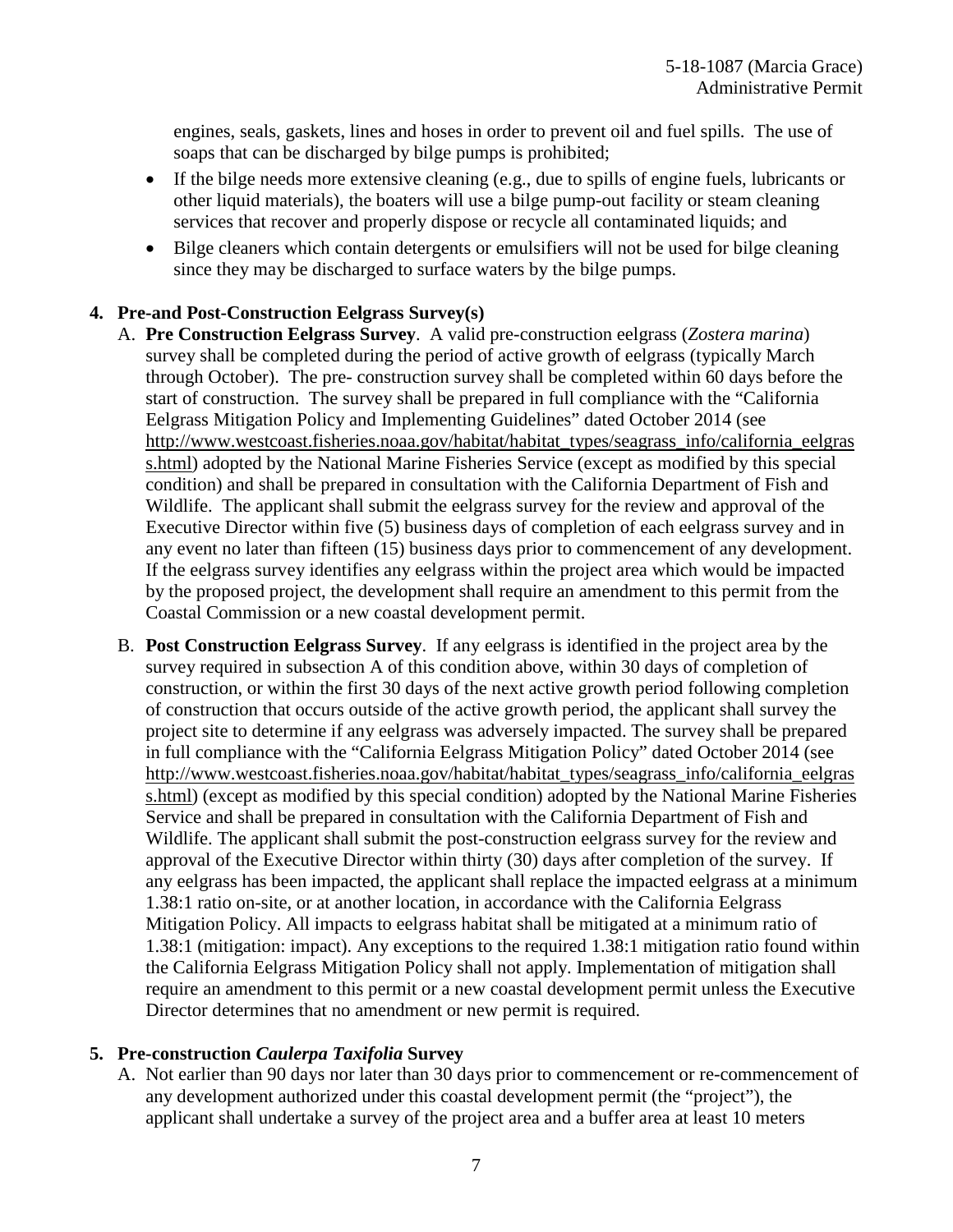engines, seals, gaskets, lines and hoses in order to prevent oil and fuel spills. The use of soaps that can be discharged by bilge pumps is prohibited;

- If the bilge needs more extensive cleaning (e.g., due to spills of engine fuels, lubricants or other liquid materials), the boaters will use a bilge pump-out facility or steam cleaning services that recover and properly dispose or recycle all contaminated liquids; and
- Bilge cleaners which contain detergents or emulsifiers will not be used for bilge cleaning since they may be discharged to surface waters by the bilge pumps.

**4. Pre-and Post-Construction Eelgrass Survey(s)**

A. **Pre Construction Eelgrass Survey**. A valid pre-construction eelgrass (*Zostera marina*) survey shall be completed during the period of active growth of eelgrass (typically March through October). The pre- construction survey shall be completed within 60 days before the start of construction. The survey shall be prepared in full compliance with the "California Eelgrass Mitigation Policy and Implementing Guidelines" dated October 2014 (see http://www.westcoast.fisheries.noaa.gov/habitat/habitat_types/seagrass_info/california_eelgrass.html) adopted by the National Marine Fisheries Service (except as modified by this special condition) and shall be prepared in consultation with the California Department of Fish and Wildlife. The applicant shall submit the eelgrass survey for the review and approval of the Executive Director within five (5) business days of completion of each eelgrass survey and in any event no later than fifteen (15) business days prior to commencement of any development. If the eelgrass survey identifies any eelgrass within the project area which would be impacted by the proposed project, the development shall require an amendment to this permit from the Coastal Commission or a new coastal development permit.

B. **Post Construction Eelgrass Survey**. If any eelgrass is identified in the project area by the survey required in subsection A of this condition above, within 30 days of completion of construction, or within the first 30 days of the next active growth period following completion of construction that occurs outside of the active growth period, the applicant shall survey the project site to determine if any eelgrass was adversely impacted. The survey shall be prepared in full compliance with the "California Eelgrass Mitigation Policy" dated October 2014 (see http://www.westcoast.fisheries.noaa.gov/habitat/habitat_types/seagrass_info/california_eelgrass.html) (except as modified by this special condition) adopted by the National Marine Fisheries Service and shall be prepared in consultation with the California Department of Fish and Wildlife. The applicant shall submit the post-construction eelgrass survey for the review and approval of the Executive Director within thirty (30) days after completion of the survey. If any eelgrass has been impacted, the applicant shall replace the impacted eelgrass at a minimum 1.38:1 ratio on-site, or at another location, in accordance with the California Eelgrass Mitigation Policy. All impacts to eelgrass habitat shall be mitigated at a minimum ratio of 1.38:1 (mitigation: impact). Any exceptions to the required 1.38:1 mitigation ratio found within the California Eelgrass Mitigation Policy shall not apply. Implementation of mitigation shall require an amendment to this permit or a new coastal development permit unless the Executive Director determines that no amendment or new permit is required.

**5. Pre-construction *Caulerpa Taxifolia* Survey**

A. Not earlier than 90 days nor later than 30 days prior to commencement or re-commencement of any development authorized under this coastal development permit (the "project"), the applicant shall undertake a survey of the project area and a buffer area at least 10 meters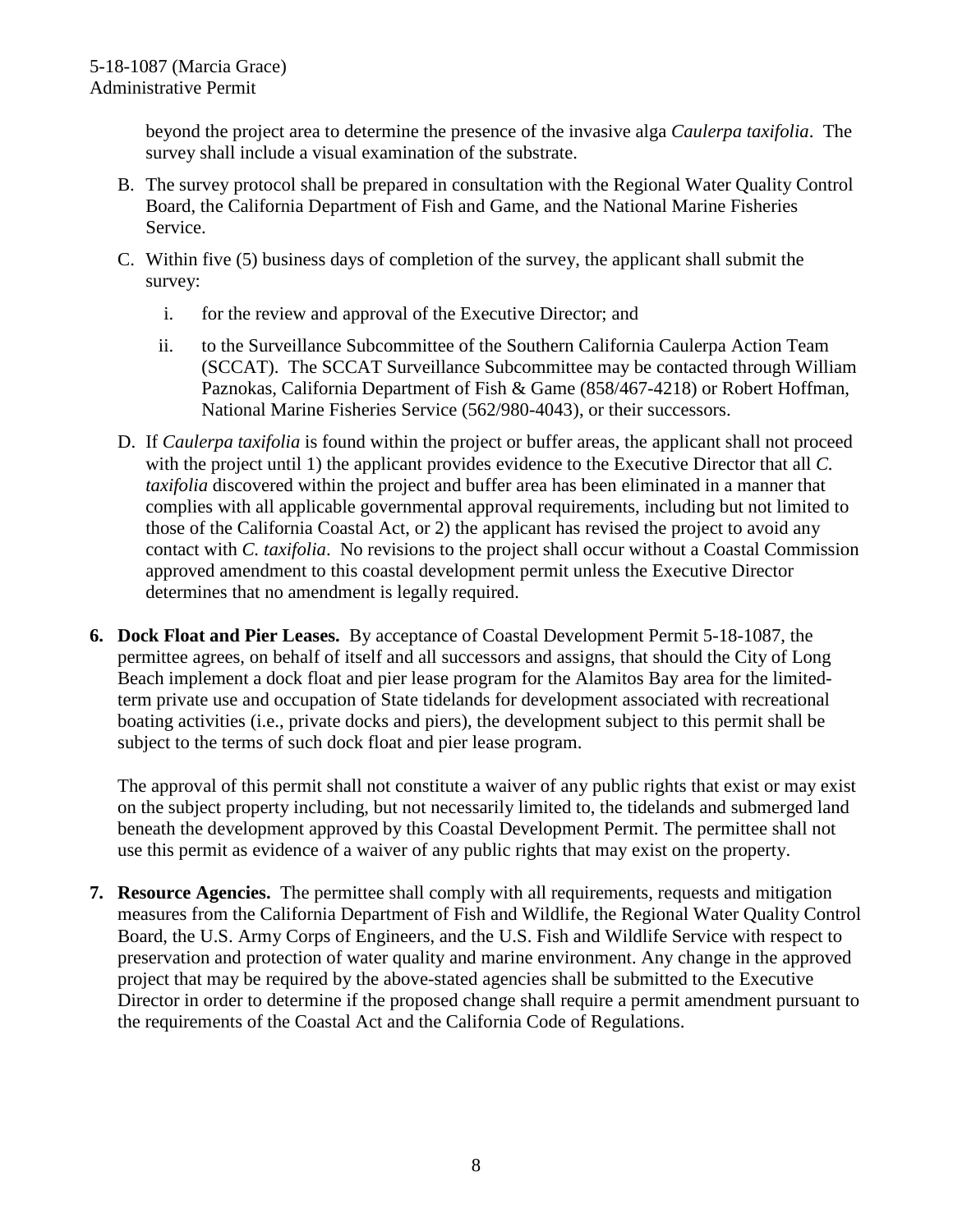beyond the project area to determine the presence of the invasive alga *Caulerpa taxifolia*. The survey shall include a visual examination of the substrate.

B. The survey protocol shall be prepared in consultation with the Regional Water Quality Control Board, the California Department of Fish and Game, and the National Marine Fisheries Service.

C. Within five (5) business days of completion of the survey, the applicant shall submit the survey:

   i. for the review and approval of the Executive Director; and

   ii. to the Surveillance Subcommittee of the Southern California Caulerpa Action Team (SCCAT). The SCCAT Surveillance Subcommittee may be contacted through William Paznokas, California Department of Fish & Game (858/467-4218) or Robert Hoffman, National Marine Fisheries Service (562/980-4043), or their successors.

D. If *Caulerpa taxifolia* is found within the project or buffer areas, the applicant shall not proceed with the project until 1) the applicant provides evidence to the Executive Director that all *C. taxifolia* discovered within the project and buffer area has been eliminated in a manner that complies with all applicable governmental approval requirements, including but not limited to those of the California Coastal Act, or 2) the applicant has revised the project to avoid any contact with *C. taxifolia*. No revisions to the project shall occur without a Coastal Commission approved amendment to this coastal development permit unless the Executive Director determines that no amendment is legally required.

**6. Dock Float and Pier Leases.** By acceptance of Coastal Development Permit 5-18-1087, the permittee agrees, on behalf of itself and all successors and assigns, that should the City of Long Beach implement a dock float and pier lease program for the Alamitos Bay area for the limited-term private use and occupation of State tidelands for development associated with recreational boating activities (i.e., private docks and piers), the development subject to this permit shall be subject to the terms of such dock float and pier lease program.

The approval of this permit shall not constitute a waiver of any public rights that exist or may exist on the subject property including, but not necessarily limited to, the tidelands and submerged land beneath the development approved by this Coastal Development Permit. The permittee shall not use this permit as evidence of a waiver of any public rights that may exist on the property.

**7. Resource Agencies.** The permittee shall comply with all requirements, requests and mitigation measures from the California Department of Fish and Wildlife, the Regional Water Quality Control Board, the U.S. Army Corps of Engineers, and the U.S. Fish and Wildlife Service with respect to preservation and protection of water quality and marine environment. Any change in the approved project that may be required by the above-stated agencies shall be submitted to the Executive Director in order to determine if the proposed change shall require a permit amendment pursuant to the requirements of the Coastal Act and the California Code of Regulations.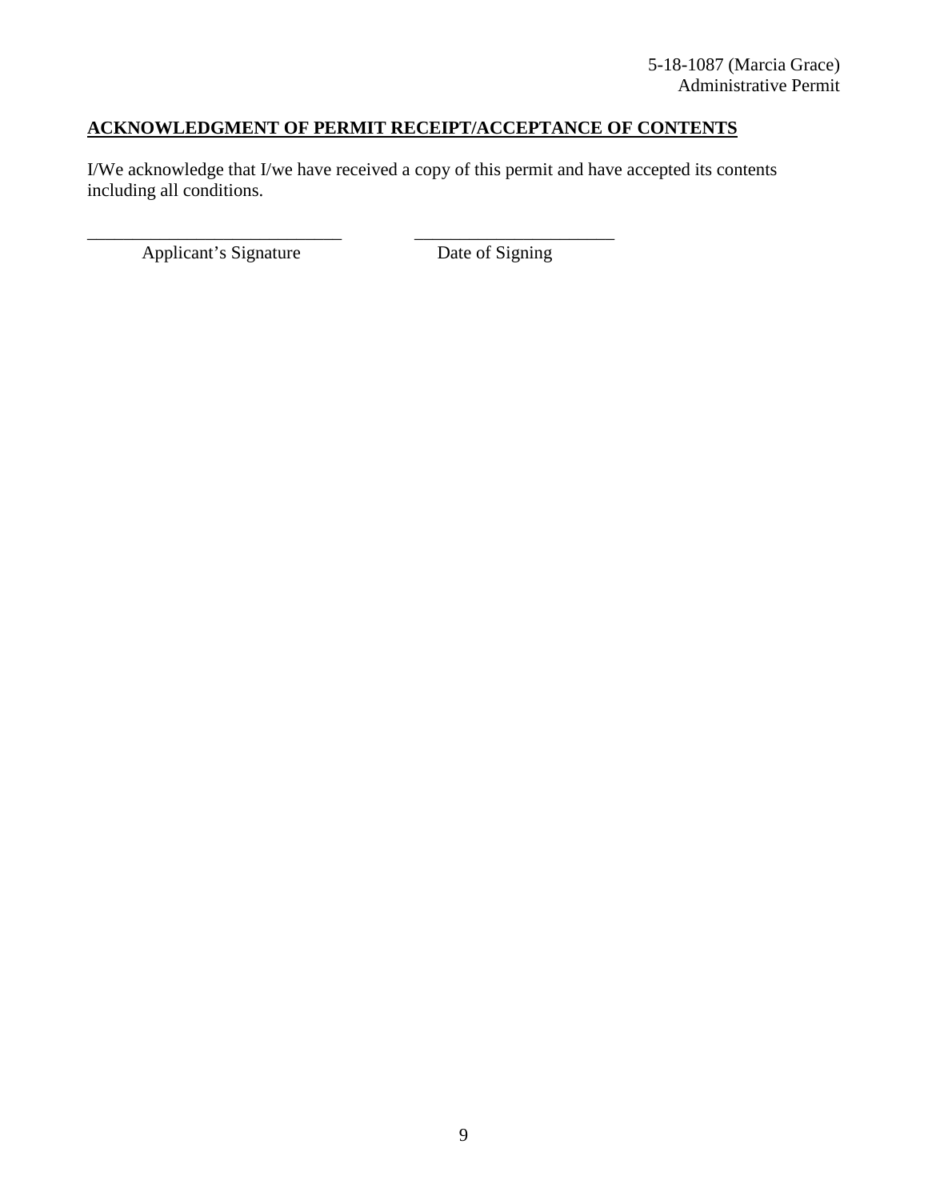**ACKNOWLEDGMENT OF PERMIT RECEIPT/ACCEPTANCE OF CONTENTS**

I/We acknowledge that I/we have received a copy of this permit and have accepted its contents including all conditions.

_____________________________ &nbsp;&nbsp;&nbsp;&nbsp;&nbsp;&nbsp;&nbsp;&nbsp; _______________________

Applicant's Signature &nbsp;&nbsp;&nbsp;&nbsp;&nbsp;&nbsp;&nbsp;&nbsp;&nbsp;&nbsp;&nbsp;&nbsp;&nbsp;&nbsp;&nbsp;&nbsp;&nbsp;&nbsp; Date of Signing